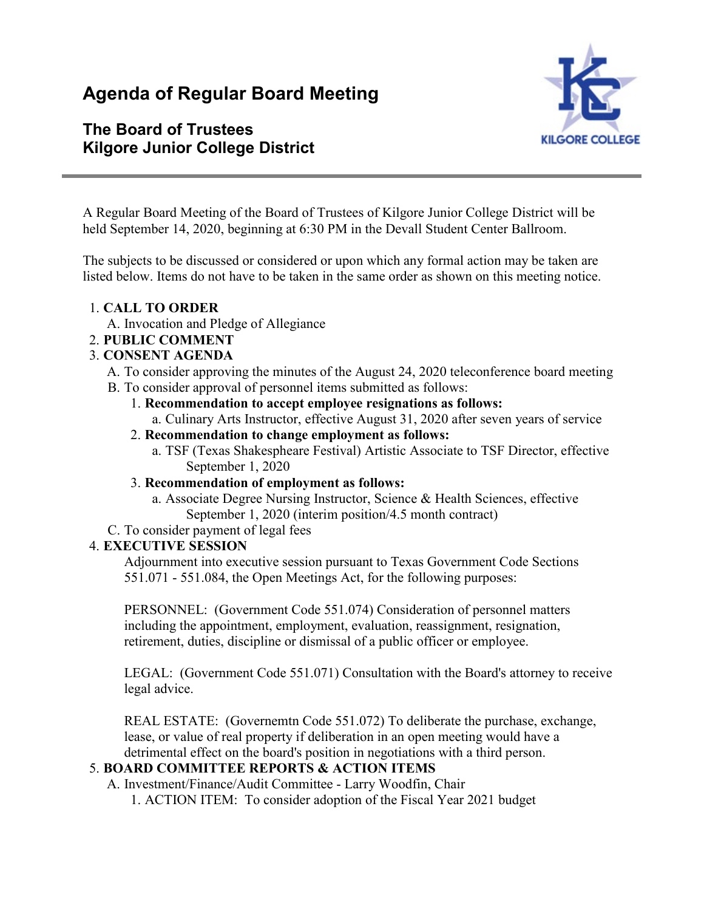# Agenda of Regular Board Meeting

## The Board of Trustees
## Kilgore Junior College District

A Regular Board Meeting of the Board of Trustees of Kilgore Junior College District will be held September 14, 2020, beginning at 6:30 PM in the Devall Student Center Ballroom.

The subjects to be discussed or considered or upon which any formal action may be taken are listed below. Items do not have to be taken in the same order as shown on this meeting notice.

1. **CALL TO ORDER**
   - A. Invocation and Pledge of Allegiance
2. **PUBLIC COMMENT**
3. **CONSENT AGENDA**
   - A. To consider approving the minutes of the August 24, 2020 teleconference board meeting
   - B. To consider approval of personnel items submitted as follows:
     1. **Recommendation to accept employee resignations as follows:**
        - a. Culinary Arts Instructor, effective August 31, 2020 after seven years of service
     2. **Recommendation to change employment as follows:**
        - a. TSF (Texas Shakespheare Festival) Artistic Associate to TSF Director, effective September 1, 2020
     3. **Recommendation of employment as follows:**
        - a. Associate Degree Nursing Instructor, Science & Health Sciences, effective September 1, 2020 (interim position/4.5 month contract)
   - C. To consider payment of legal fees
4. **EXECUTIVE SESSION**

   Adjournment into executive session pursuant to Texas Government Code Sections 551.071 - 551.084, the Open Meetings Act, for the following purposes:

   PERSONNEL: (Government Code 551.074) Consideration of personnel matters including the appointment, employment, evaluation, reassignment, resignation, retirement, duties, discipline or dismissal of a public officer or employee.

   LEGAL: (Government Code 551.071) Consultation with the Board's attorney to receive legal advice.

   REAL ESTATE: (Governemtn Code 551.072) To deliberate the purchase, exchange, lease, or value of real property if deliberation in an open meeting would have a detrimental effect on the board's position in negotiations with a third person.
5. **BOARD COMMITTEE REPORTS & ACTION ITEMS**
   - A. Investment/Finance/Audit Committee - Larry Woodfin, Chair
     1. ACTION ITEM: To consider adoption of the Fiscal Year 2021 budget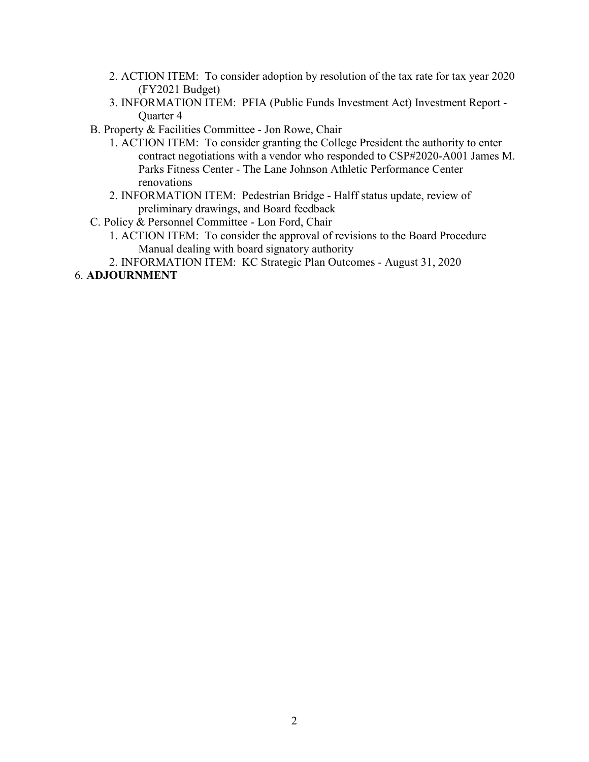2. ACTION ITEM: To consider adoption by resolution of the tax rate for tax year 2020 (FY2021 Budget)
   3. INFORMATION ITEM: PFIA (Public Funds Investment Act) Investment Report - Quarter 4

B. Property & Facilities Committee - Jon Rowe, Chair
   1. ACTION ITEM: To consider granting the College President the authority to enter contract negotiations with a vendor who responded to CSP#2020-A001 James M. Parks Fitness Center - The Lane Johnson Athletic Performance Center renovations
   2. INFORMATION ITEM: Pedestrian Bridge - Halff status update, review of preliminary drawings, and Board feedback

C. Policy & Personnel Committee - Lon Ford, Chair
   1. ACTION ITEM: To consider the approval of revisions to the Board Procedure Manual dealing with board signatory authority
   2. INFORMATION ITEM: KC Strategic Plan Outcomes - August 31, 2020

6. **ADJOURNMENT**